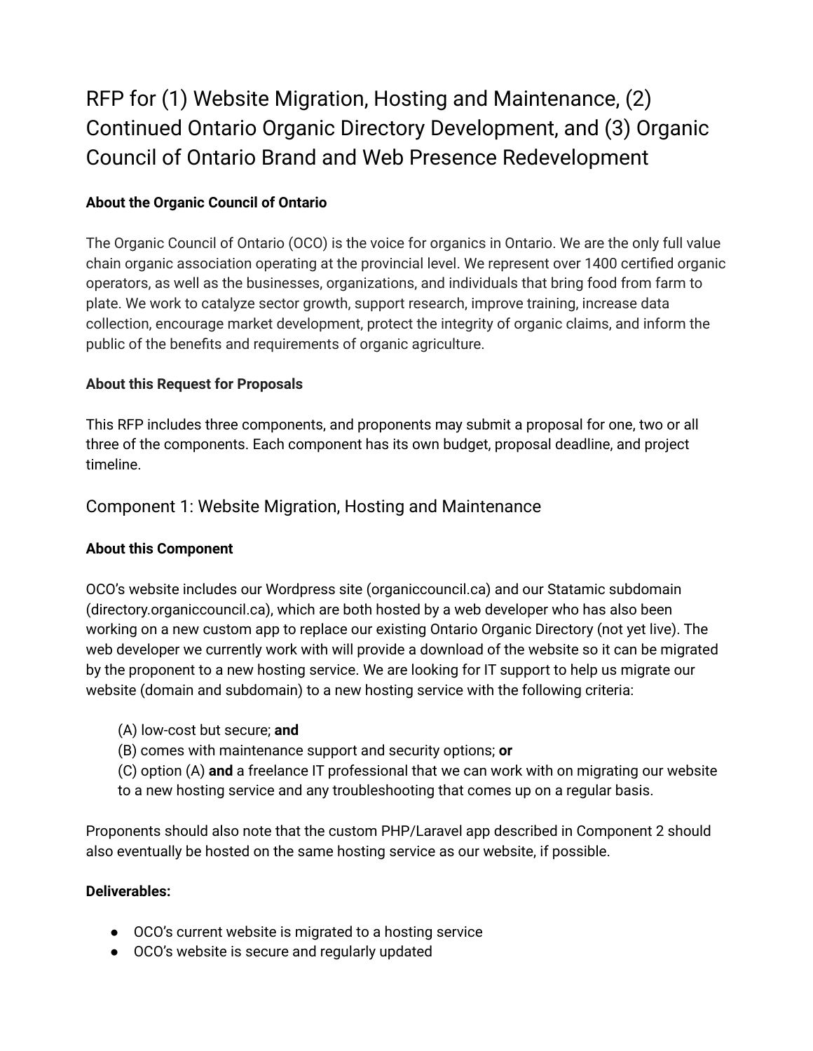# RFP for (1) Website Migration, Hosting and Maintenance, (2) Continued Ontario Organic Directory Development, and (3) Organic Council of Ontario Brand and Web Presence Redevelopment

**About the Organic Council of Ontario**

The Organic Council of Ontario (OCO) is the voice for organics in Ontario. We are the only full value chain organic association operating at the provincial level. We represent over 1400 certified organic operators, as well as the businesses, organizations, and individuals that bring food from farm to plate. We work to catalyze sector growth, support research, improve training, increase data collection, encourage market development, protect the integrity of organic claims, and inform the public of the benefits and requirements of organic agriculture.

**About this Request for Proposals**

This RFP includes three components, and proponents may submit a proposal for one, two or all three of the components. Each component has its own budget, proposal deadline, and project timeline.

## Component 1: Website Migration, Hosting and Maintenance

**About this Component**

OCO's website includes our Wordpress site (organiccouncil.ca) and our Statamic subdomain (directory.organiccouncil.ca), which are both hosted by a web developer who has also been working on a new custom app to replace our existing Ontario Organic Directory (not yet live). The web developer we currently work with will provide a download of the website so it can be migrated by the proponent to a new hosting service. We are looking for IT support to help us migrate our website (domain and subdomain) to a new hosting service with the following criteria:

(A) low-cost but secure; **and**
(B) comes with maintenance support and security options; **or**
(C) option (A) **and** a freelance IT professional that we can work with on migrating our website to a new hosting service and any troubleshooting that comes up on a regular basis.

Proponents should also note that the custom PHP/Laravel app described in Component 2 should also eventually be hosted on the same hosting service as our website, if possible.

**Deliverables:**

- OCO's current website is migrated to a hosting service
- OCO's website is secure and regularly updated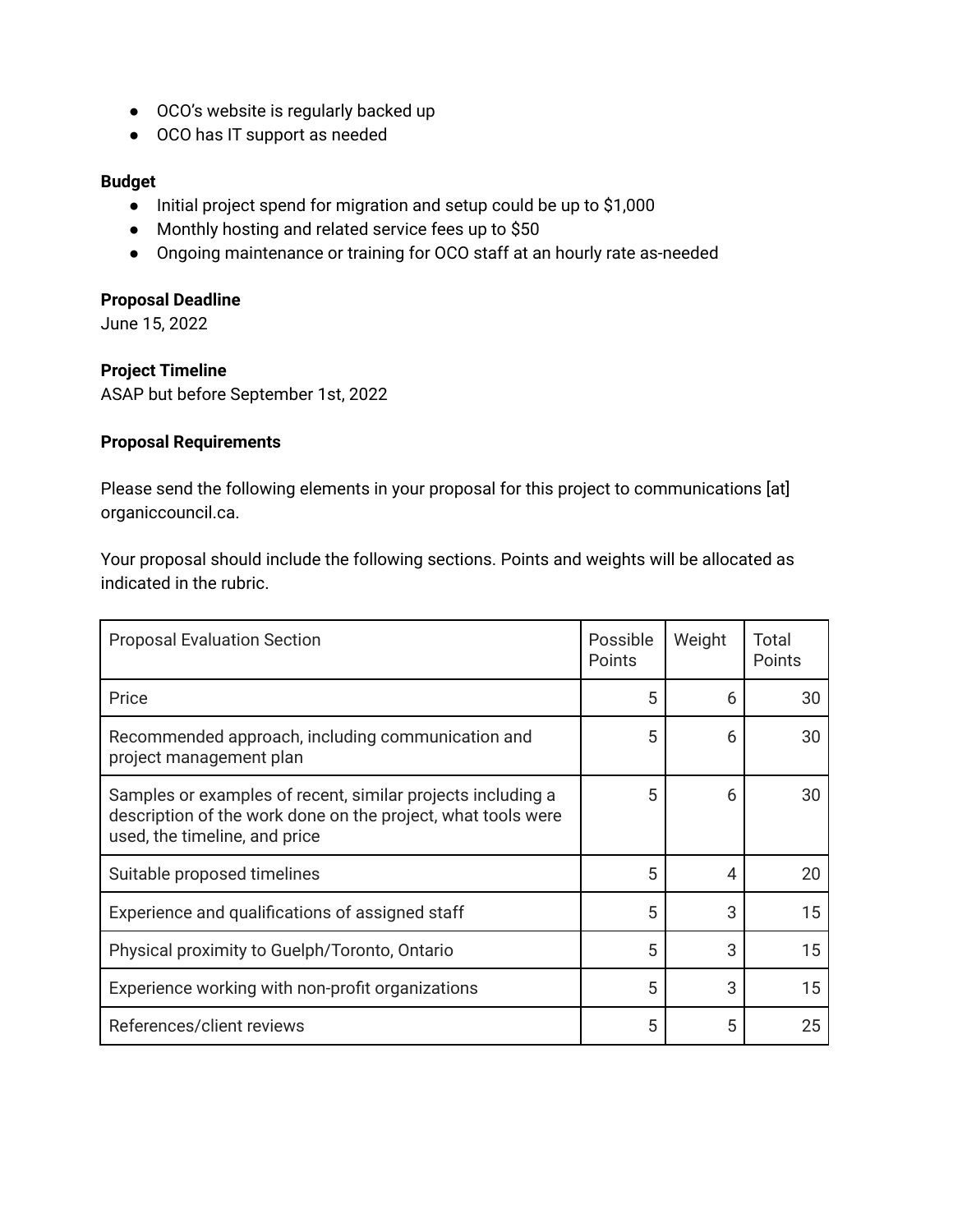- OCO's website is regularly backed up
- OCO has IT support as needed

**Budget**

- Initial project spend for migration and setup could be up to $1,000
- Monthly hosting and related service fees up to $50
- Ongoing maintenance or training for OCO staff at an hourly rate as-needed

**Proposal Deadline**

June 15, 2022

**Project Timeline**

ASAP but before September 1st, 2022

**Proposal Requirements**

Please send the following elements in your proposal for this project to communications [at] organiccouncil.ca.

Your proposal should include the following sections. Points and weights will be allocated as indicated in the rubric.

| Proposal Evaluation Section | Possible Points | Weight | Total Points |
|---|---|---|---|
| Price | 5 | 6 | 30 |
| Recommended approach, including communication and project management plan | 5 | 6 | 30 |
| Samples or examples of recent, similar projects including a description of the work done on the project, what tools were used, the timeline, and price | 5 | 6 | 30 |
| Suitable proposed timelines | 5 | 4 | 20 |
| Experience and qualifications of assigned staff | 5 | 3 | 15 |
| Physical proximity to Guelph/Toronto, Ontario | 5 | 3 | 15 |
| Experience working with non-profit organizations | 5 | 3 | 15 |
| References/client reviews | 5 | 5 | 25 |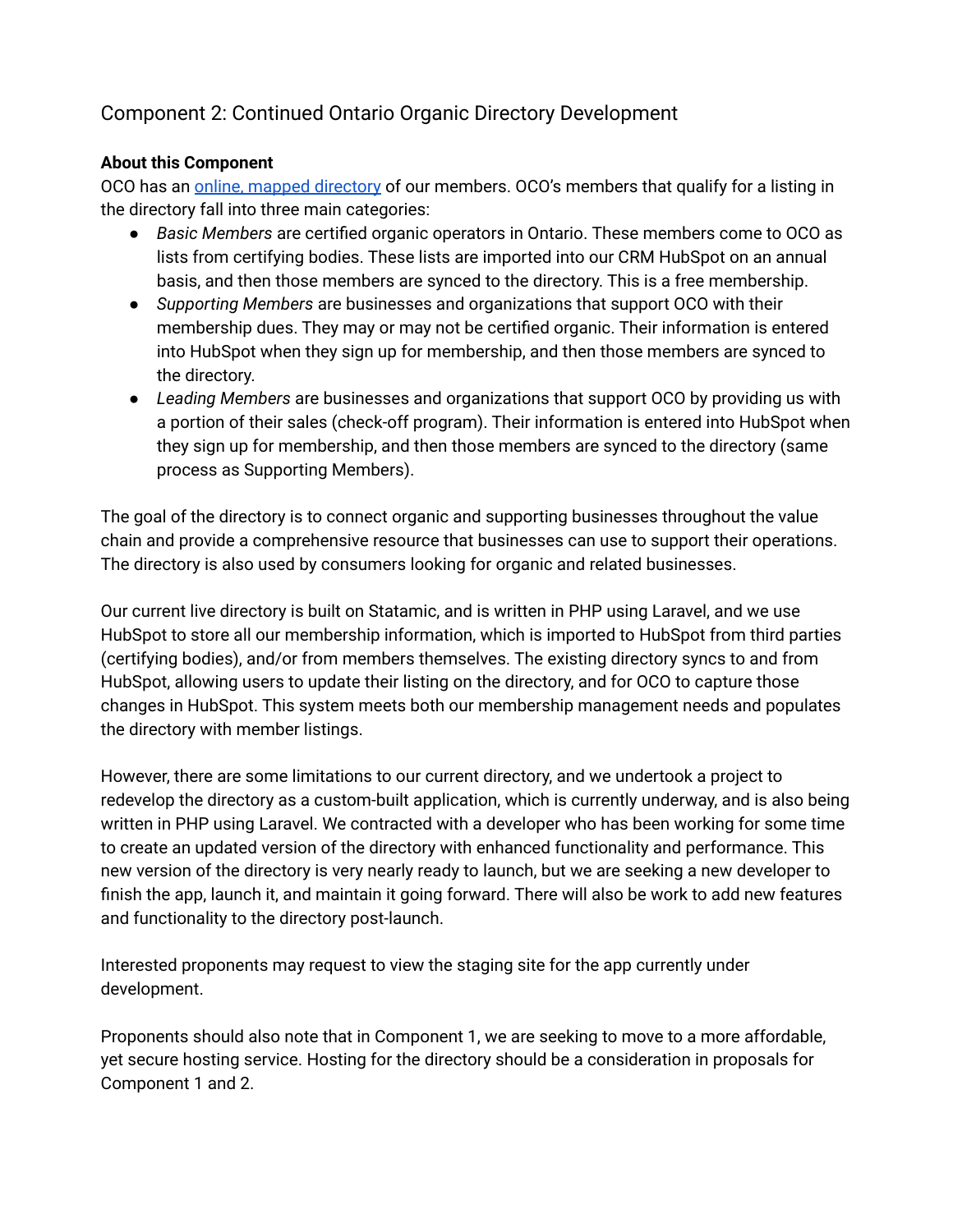## Component 2: Continued Ontario Organic Directory Development

**About this Component**

OCO has an online, mapped directory of our members. OCO's members that qualify for a listing in the directory fall into three main categories:

- *Basic Members* are certified organic operators in Ontario. These members come to OCO as lists from certifying bodies. These lists are imported into our CRM HubSpot on an annual basis, and then those members are synced to the directory. This is a free membership.
- *Supporting Members* are businesses and organizations that support OCO with their membership dues. They may or may not be certified organic. Their information is entered into HubSpot when they sign up for membership, and then those members are synced to the directory.
- *Leading Members* are businesses and organizations that support OCO by providing us with a portion of their sales (check-off program). Their information is entered into HubSpot when they sign up for membership, and then those members are synced to the directory (same process as Supporting Members).

The goal of the directory is to connect organic and supporting businesses throughout the value chain and provide a comprehensive resource that businesses can use to support their operations. The directory is also used by consumers looking for organic and related businesses.

Our current live directory is built on Statamic, and is written in PHP using Laravel, and we use HubSpot to store all our membership information, which is imported to HubSpot from third parties (certifying bodies), and/or from members themselves. The existing directory syncs to and from HubSpot, allowing users to update their listing on the directory, and for OCO to capture those changes in HubSpot. This system meets both our membership management needs and populates the directory with member listings.

However, there are some limitations to our current directory, and we undertook a project to redevelop the directory as a custom-built application, which is currently underway, and is also being written in PHP using Laravel. We contracted with a developer who has been working for some time to create an updated version of the directory with enhanced functionality and performance. This new version of the directory is very nearly ready to launch, but we are seeking a new developer to finish the app, launch it, and maintain it going forward. There will also be work to add new features and functionality to the directory post-launch.

Interested proponents may request to view the staging site for the app currently under development.

Proponents should also note that in Component 1, we are seeking to move to a more affordable, yet secure hosting service. Hosting for the directory should be a consideration in proposals for Component 1 and 2.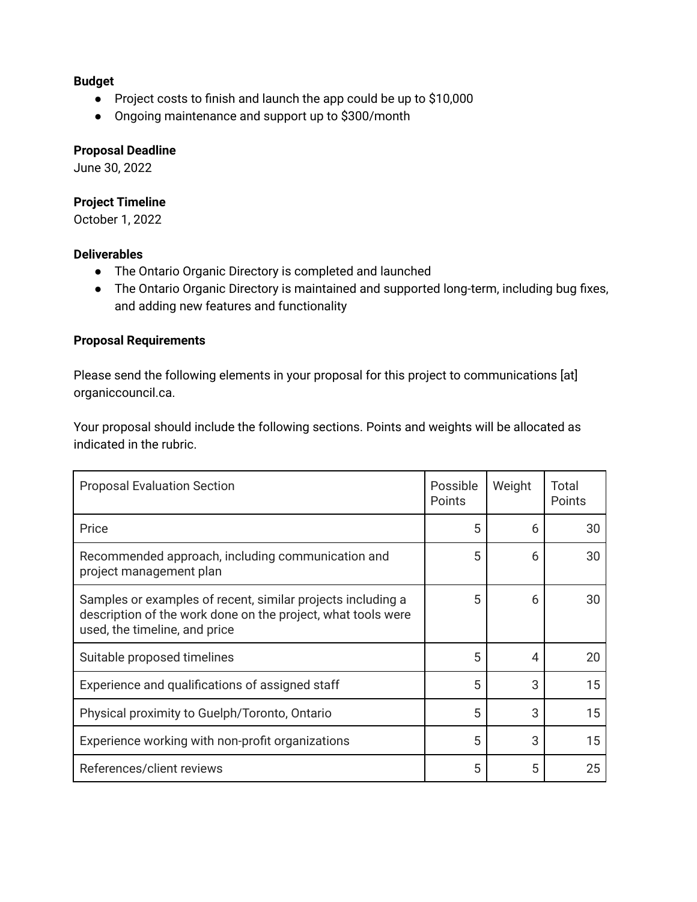**Budget**

- Project costs to finish and launch the app could be up to $10,000
- Ongoing maintenance and support up to $300/month

**Proposal Deadline**

June 30, 2022

**Project Timeline**

October 1, 2022

**Deliverables**

- The Ontario Organic Directory is completed and launched
- The Ontario Organic Directory is maintained and supported long-term, including bug fixes, and adding new features and functionality

**Proposal Requirements**

Please send the following elements in your proposal for this project to communications [at] organiccouncil.ca.

Your proposal should include the following sections. Points and weights will be allocated as indicated in the rubric.

| Proposal Evaluation Section | Possible Points | Weight | Total Points |
|---|---|---|---|
| Price | 5 | 6 | 30 |
| Recommended approach, including communication and project management plan | 5 | 6 | 30 |
| Samples or examples of recent, similar projects including a description of the work done on the project, what tools were used, the timeline, and price | 5 | 6 | 30 |
| Suitable proposed timelines | 5 | 4 | 20 |
| Experience and qualifications of assigned staff | 5 | 3 | 15 |
| Physical proximity to Guelph/Toronto, Ontario | 5 | 3 | 15 |
| Experience working with non-profit organizations | 5 | 3 | 15 |
| References/client reviews | 5 | 5 | 25 |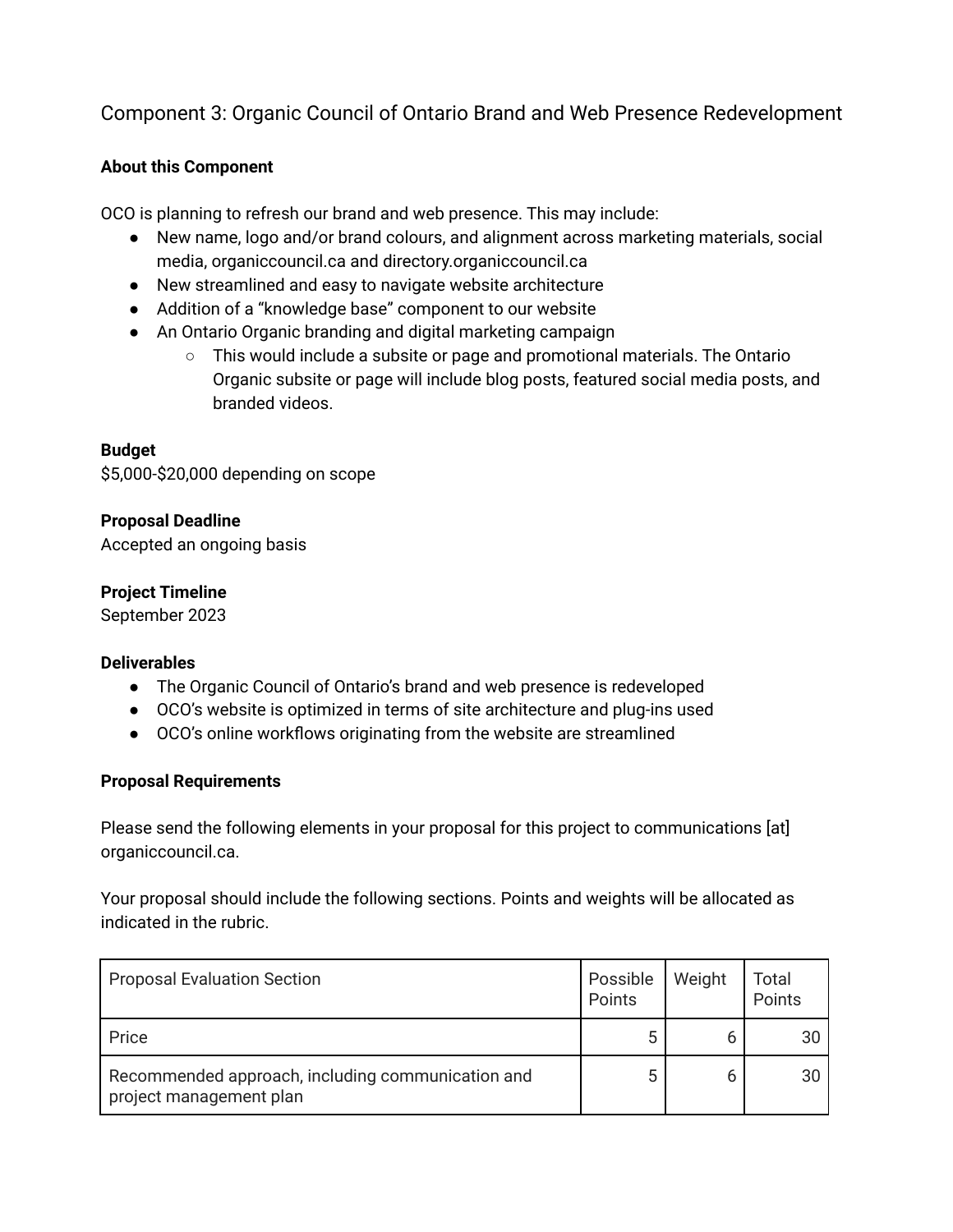## Component 3: Organic Council of Ontario Brand and Web Presence Redevelopment

**About this Component**

OCO is planning to refresh our brand and web presence. This may include:

- New name, logo and/or brand colours, and alignment across marketing materials, social media, organiccouncil.ca and directory.organiccouncil.ca
- New streamlined and easy to navigate website architecture
- Addition of a “knowledge base” component to our website
- An Ontario Organic branding and digital marketing campaign
    - This would include a subsite or page and promotional materials. The Ontario Organic subsite or page will include blog posts, featured social media posts, and branded videos.

**Budget**
$5,000-$20,000 depending on scope

**Proposal Deadline**
Accepted an ongoing basis

**Project Timeline**
September 2023

**Deliverables**

- The Organic Council of Ontario’s brand and web presence is redeveloped
- OCO’s website is optimized in terms of site architecture and plug-ins used
- OCO’s online workflows originating from the website are streamlined

**Proposal Requirements**

Please send the following elements in your proposal for this project to communications [at] organiccouncil.ca.

Your proposal should include the following sections. Points and weights will be allocated as indicated in the rubric.

| Proposal Evaluation Section | Possible Points | Weight | Total Points |
|---|---:|---:|---:|
| Price | 5 | 6 | 30 |
| Recommended approach, including communication and project management plan | 5 | 6 | 30 |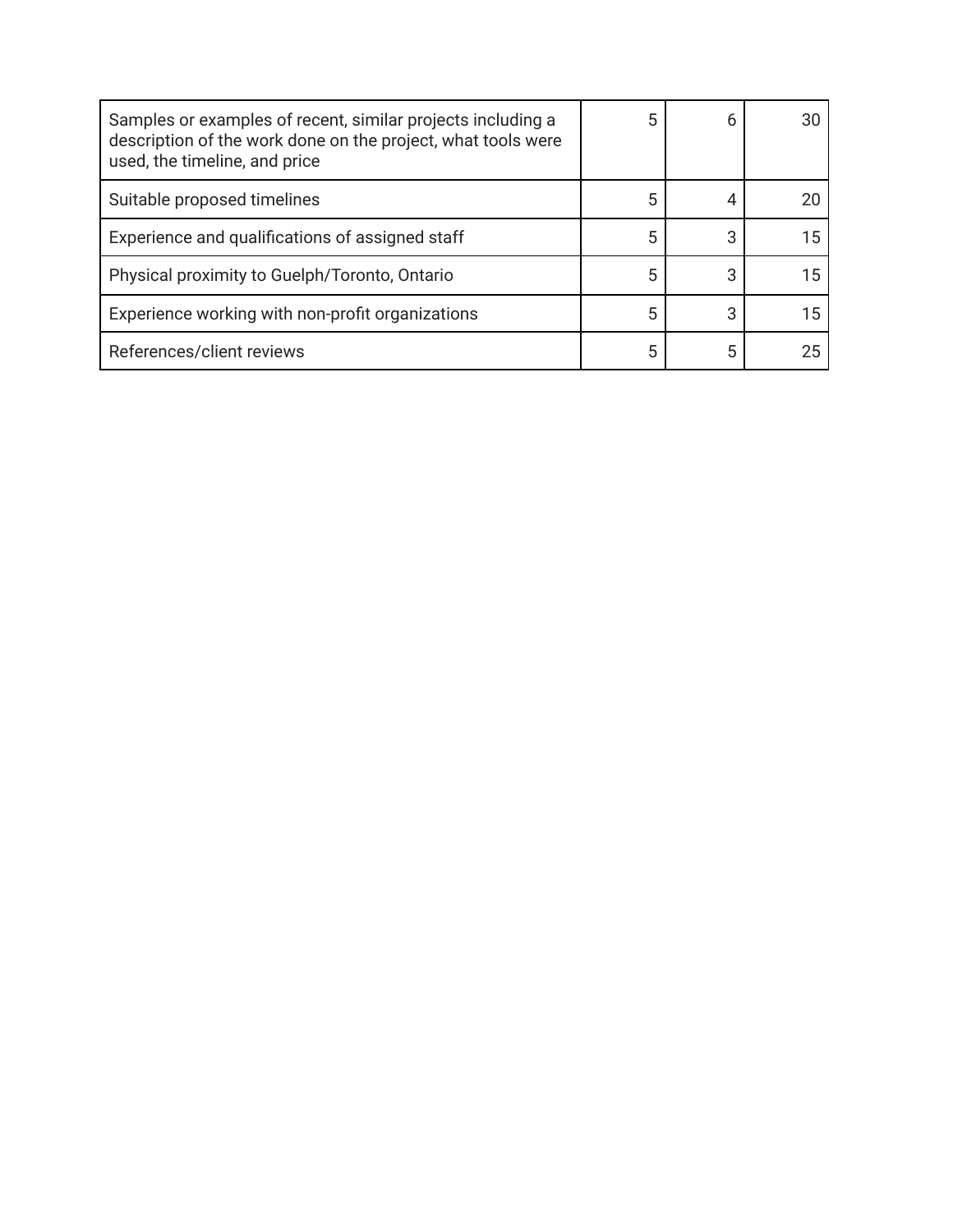| | | | |
|---|---|---|---|
| Samples or examples of recent, similar projects including a description of the work done on the project, what tools were used, the timeline, and price | 5 | 6 | 30 |
| Suitable proposed timelines | 5 | 4 | 20 |
| Experience and qualifications of assigned staff | 5 | 3 | 15 |
| Physical proximity to Guelph/Toronto, Ontario | 5 | 3 | 15 |
| Experience working with non-profit organizations | 5 | 3 | 15 |
| References/client reviews | 5 | 5 | 25 |